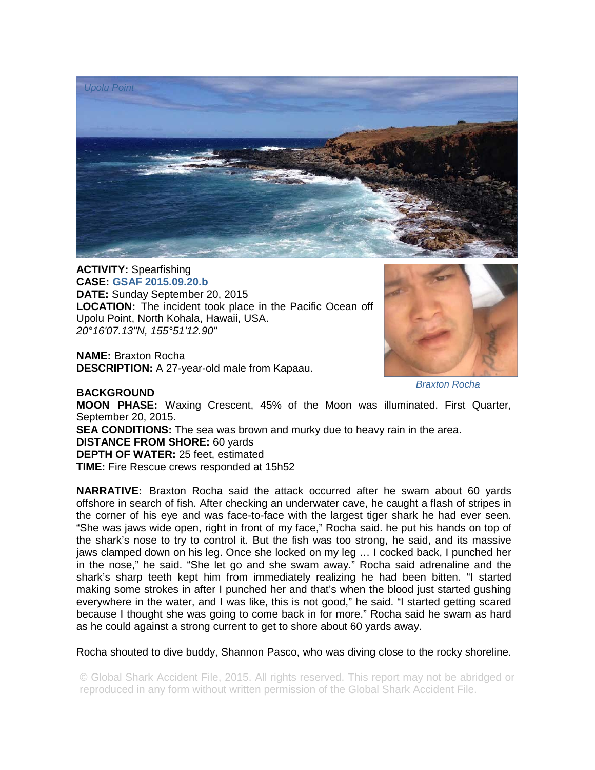*Upolu Point*

**ACTIVITY:** Spearfishing
**CASE:** **GSAF 2015.09.20.b**
**DATE:** Sunday September 20, 2015
**LOCATION:** The incident took place in the Pacific Ocean off Upolu Point, North Kohala, Hawaii, USA.
*20°16'07.13"N, 155°51'12.90"*

**NAME:** Braxton Rocha
**DESCRIPTION:** A 27-year-old male from Kapaau.

*Braxton Rocha*

**BACKGROUND**
**MOON PHASE:** Waxing Crescent, 45% of the Moon was illuminated. First Quarter, September 20, 2015.
**SEA CONDITIONS:** The sea was brown and murky due to heavy rain in the area.
**DISTANCE FROM SHORE:** 60 yards
**DEPTH OF WATER:** 25 feet, estimated
**TIME:** Fire Rescue crews responded at 15h52

**NARRATIVE:** Braxton Rocha said the attack occurred after he swam about 60 yards offshore in search of fish. After checking an underwater cave, he caught a flash of stripes in the corner of his eye and was face-to-face with the largest tiger shark he had ever seen. "She was jaws wide open, right in front of my face," Rocha said. he put his hands on top of the shark's nose to try to control it. But the fish was too strong, he said, and its massive jaws clamped down on his leg. Once she locked on my leg … I cocked back, I punched her in the nose," he said. "She let go and she swam away." Rocha said adrenaline and the shark's sharp teeth kept him from immediately realizing he had been bitten. "I started making some strokes in after I punched her and that's when the blood just started gushing everywhere in the water, and I was like, this is not good," he said. "I started getting scared because I thought she was going to come back in for more." Rocha said he swam as hard as he could against a strong current to get to shore about 60 yards away.

Rocha shouted to dive buddy, Shannon Pasco, who was diving close to the rocky shoreline.

© Global Shark Accident File, 2015. All rights reserved. This report may not be abridged or reproduced in any form without written permission of the Global Shark Accident File.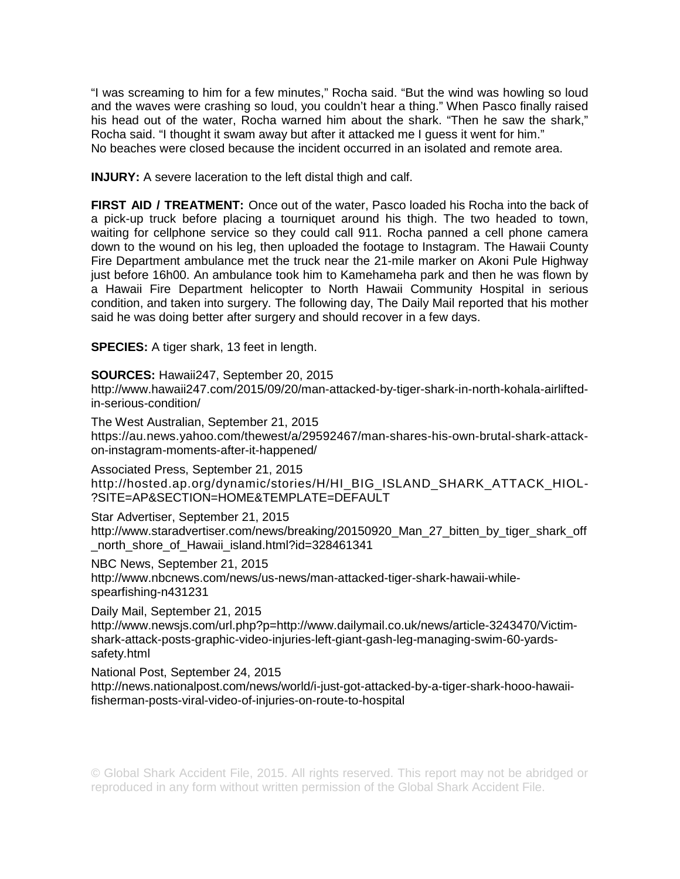"I was screaming to him for a few minutes," Rocha said. "But the wind was howling so loud and the waves were crashing so loud, you couldn't hear a thing." When Pasco finally raised his head out of the water, Rocha warned him about the shark. "Then he saw the shark," Rocha said. "I thought it swam away but after it attacked me I guess it went for him."
No beaches were closed because the incident occurred in an isolated and remote area.

**INJURY:** A severe laceration to the left distal thigh and calf.

**FIRST AID / TREATMENT:** Once out of the water, Pasco loaded his Rocha into the back of a pick-up truck before placing a tourniquet around his thigh. The two headed to town, waiting for cellphone service so they could call 911. Rocha panned a cell phone camera down to the wound on his leg, then uploaded the footage to Instagram. The Hawaii County Fire Department ambulance met the truck near the 21-mile marker on Akoni Pule Highway just before 16h00. An ambulance took him to Kamehameha park and then he was flown by a Hawaii Fire Department helicopter to North Hawaii Community Hospital in serious condition, and taken into surgery. The following day, The Daily Mail reported that his mother said he was doing better after surgery and should recover in a few days.

**SPECIES:** A tiger shark, 13 feet in length.

**SOURCES:** Hawaii247, September 20, 2015
http://www.hawaii247.com/2015/09/20/man-attacked-by-tiger-shark-in-north-kohala-airlifted-in-serious-condition/

The West Australian, September 21, 2015
https://au.news.yahoo.com/thewest/a/29592467/man-shares-his-own-brutal-shark-attack-on-instagram-moments-after-it-happened/

Associated Press, September 21, 2015
http://hosted.ap.org/dynamic/stories/H/HI_BIG_ISLAND_SHARK_ATTACK_HIOL-?SITE=AP&SECTION=HOME&TEMPLATE=DEFAULT

Star Advertiser, September 21, 2015
http://www.staradvertiser.com/news/breaking/20150920_Man_27_bitten_by_tiger_shark_off_north_shore_of_Hawaii_island.html?id=328461341

NBC News, September 21, 2015
http://www.nbcnews.com/news/us-news/man-attacked-tiger-shark-hawaii-while-spearfishing-n431231

Daily Mail, September 21, 2015
http://www.newsjs.com/url.php?p=http://www.dailymail.co.uk/news/article-3243470/Victim-shark-attack-posts-graphic-video-injuries-left-giant-gash-leg-managing-swim-60-yards-safety.html

National Post, September 24, 2015
http://news.nationalpost.com/news/world/i-just-got-attacked-by-a-tiger-shark-hooo-hawaii-fisherman-posts-viral-video-of-injuries-on-route-to-hospital

© Global Shark Accident File, 2015. All rights reserved. This report may not be abridged or reproduced in any form without written permission of the Global Shark Accident File.